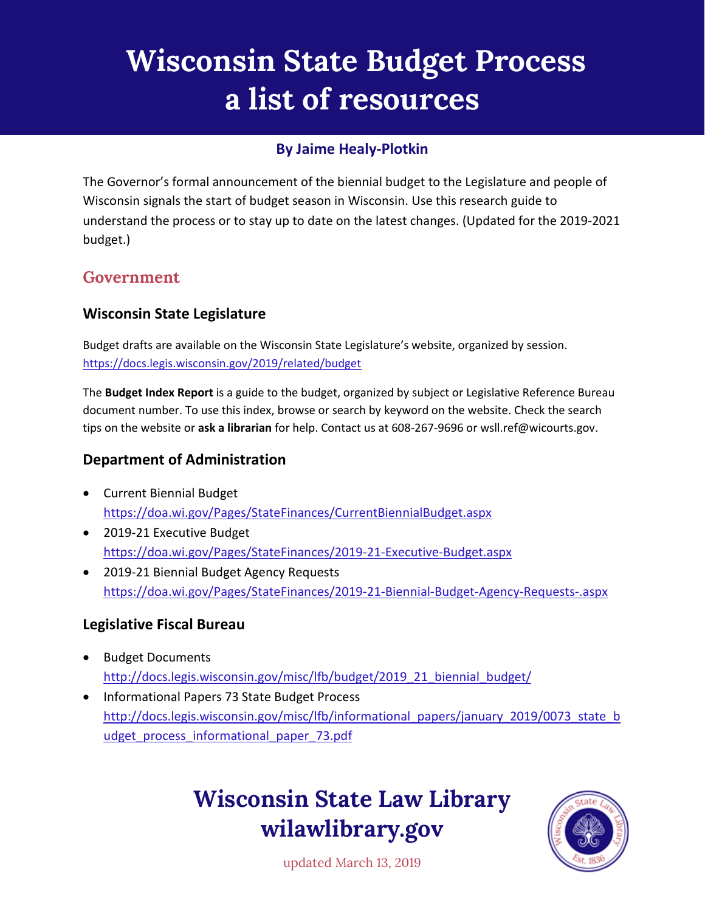# Wisconsin State Budget Process a list of resources

**By Jaime Healy-Plotkin**

The Governor's formal announcement of the biennial budget to the Legislature and people of Wisconsin signals the start of budget season in Wisconsin. Use this research guide to understand the process or to stay up to date on the latest changes. (Updated for the 2019-2021 budget.)

## Government

### Wisconsin State Legislature

Budget drafts are available on the Wisconsin State Legislature's website, organized by session.
https://docs.legis.wisconsin.gov/2019/related/budget

The **Budget Index Report** is a guide to the budget, organized by subject or Legislative Reference Bureau document number. To use this index, browse or search by keyword on the website. Check the search tips on the website or **ask a librarian** for help. Contact us at 608-267-9696 or wsll.ref@wicourts.gov.

### Department of Administration

- Current Biennial Budget
  https://doa.wi.gov/Pages/StateFinances/CurrentBiennialBudget.aspx
- 2019-21 Executive Budget
  https://doa.wi.gov/Pages/StateFinances/2019-21-Executive-Budget.aspx
- 2019-21 Biennial Budget Agency Requests
  https://doa.wi.gov/Pages/StateFinances/2019-21-Biennial-Budget-Agency-Requests-.aspx

### Legislative Fiscal Bureau

- Budget Documents
  http://docs.legis.wisconsin.gov/misc/lfb/budget/2019_21_biennial_budget/
- Informational Papers 73 State Budget Process
  http://docs.legis.wisconsin.gov/misc/lfb/informational_papers/january_2019/0073_state_budget_process_informational_paper_73.pdf

**Wisconsin State Law Library**
**wilawlibrary.gov**

updated March 13, 2019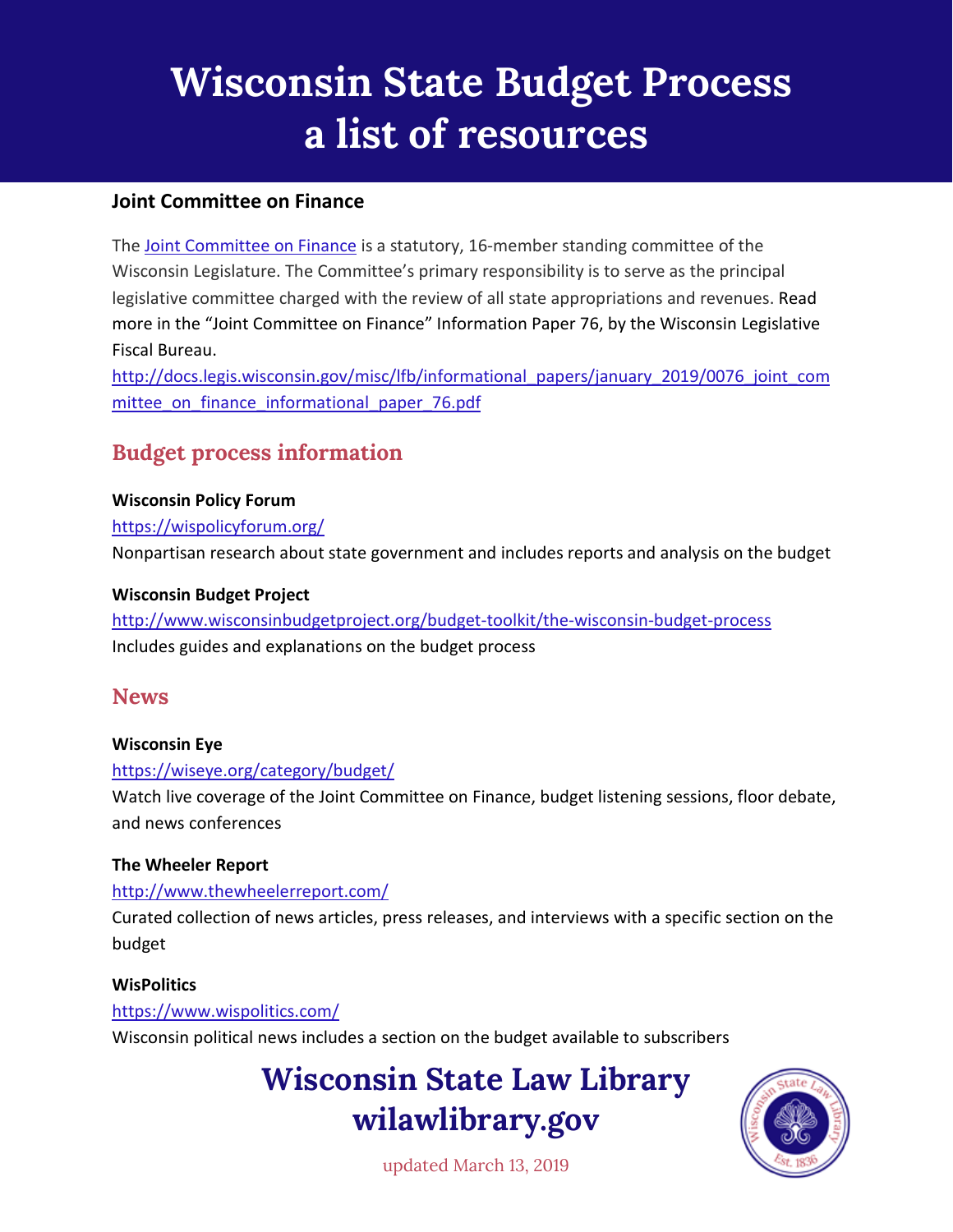# Wisconsin State Budget Process a list of resources

**Joint Committee on Finance**

The Joint Committee on Finance is a statutory, 16-member standing committee of the Wisconsin Legislature. The Committee's primary responsibility is to serve as the principal legislative committee charged with the review of all state appropriations and revenues. Read more in the "Joint Committee on Finance" Information Paper 76, by the Wisconsin Legislative Fiscal Bureau.
http://docs.legis.wisconsin.gov/misc/lfb/informational_papers/january_2019/0076_joint_committee_on_finance_informational_paper_76.pdf

## Budget process information

**Wisconsin Policy Forum**
https://wispolicyforum.org/
Nonpartisan research about state government and includes reports and analysis on the budget

**Wisconsin Budget Project**
http://www.wisconsinbudgetproject.org/budget-toolkit/the-wisconsin-budget-process
Includes guides and explanations on the budget process

## News

**Wisconsin Eye**
https://wiseye.org/category/budget/
Watch live coverage of the Joint Committee on Finance, budget listening sessions, floor debate, and news conferences

**The Wheeler Report**
http://www.thewheelerreport.com/
Curated collection of news articles, press releases, and interviews with a specific section on the budget

**WisPolitics**
https://www.wispolitics.com/
Wisconsin political news includes a section on the budget available to subscribers

**Wisconsin State Law Library**
**wilawlibrary.gov**

updated March 13, 2019